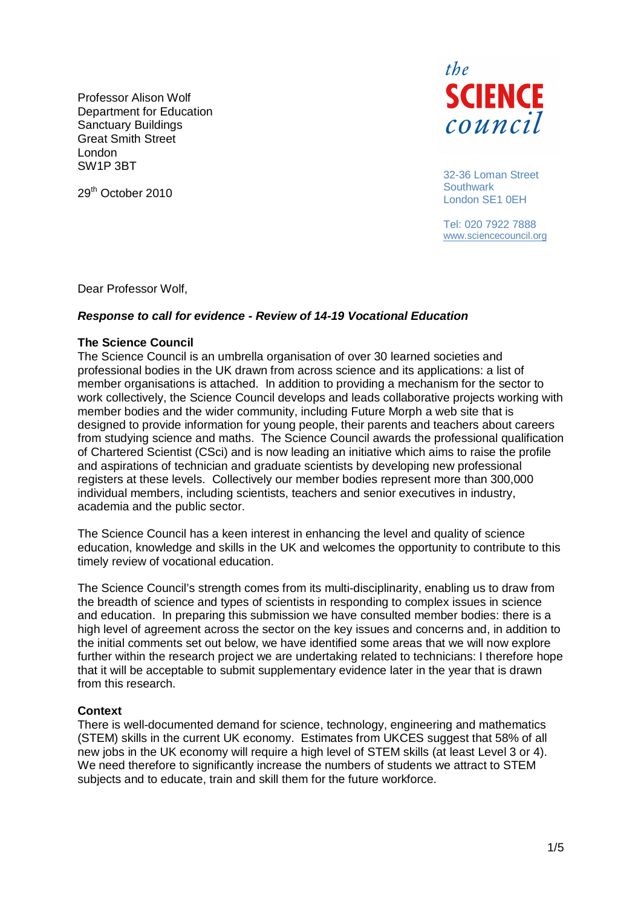Professor Alison Wolf
Department for Education
Sanctuary Buildings
Great Smith Street
London
SW1P 3BT

29th October 2010

the SCIENCE council

32-36 Loman Street
Southwark
London SE1 0EH

Tel: 020 7922 7888
www.sciencecouncil.org

Dear Professor Wolf,

***Response to call for evidence - Review of 14-19 Vocational Education***

**The Science Council**

The Science Council is an umbrella organisation of over 30 learned societies and professional bodies in the UK drawn from across science and its applications: a list of member organisations is attached. In addition to providing a mechanism for the sector to work collectively, the Science Council develops and leads collaborative projects working with member bodies and the wider community, including Future Morph a web site that is designed to provide information for young people, their parents and teachers about careers from studying science and maths. The Science Council awards the professional qualification of Chartered Scientist (CSci) and is now leading an initiative which aims to raise the profile and aspirations of technician and graduate scientists by developing new professional registers at these levels. Collectively our member bodies represent more than 300,000 individual members, including scientists, teachers and senior executives in industry, academia and the public sector.

The Science Council has a keen interest in enhancing the level and quality of science education, knowledge and skills in the UK and welcomes the opportunity to contribute to this timely review of vocational education.

The Science Council's strength comes from its multi-disciplinarity, enabling us to draw from the breadth of science and types of scientists in responding to complex issues in science and education. In preparing this submission we have consulted member bodies: there is a high level of agreement across the sector on the key issues and concerns and, in addition to the initial comments set out below, we have identified some areas that we will now explore further within the research project we are undertaking related to technicians: I therefore hope that it will be acceptable to submit supplementary evidence later in the year that is drawn from this research.

**Context**

There is well-documented demand for science, technology, engineering and mathematics (STEM) skills in the current UK economy. Estimates from UKCES suggest that 58% of all new jobs in the UK economy will require a high level of STEM skills (at least Level 3 or 4). We need therefore to significantly increase the numbers of students we attract to STEM subjects and to educate, train and skill them for the future workforce.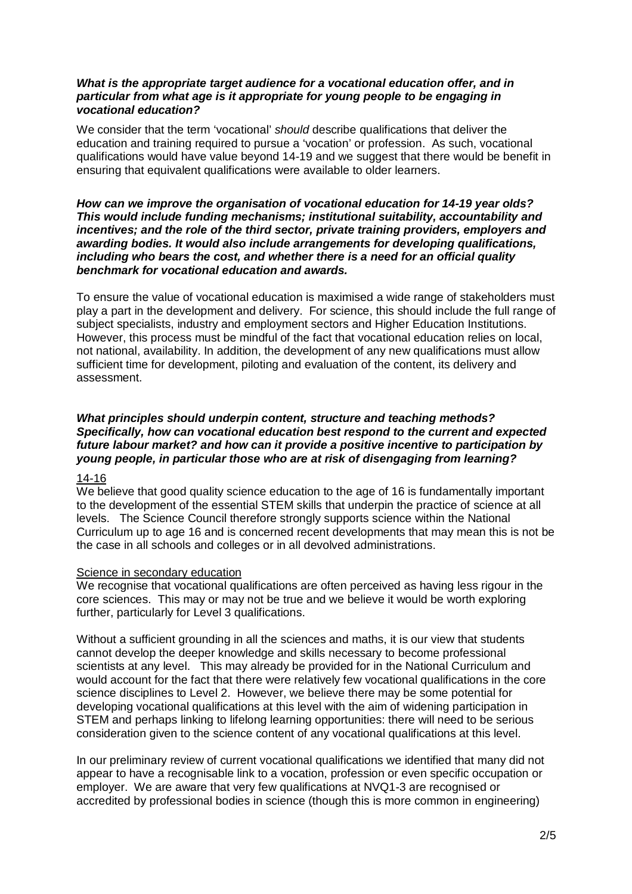***What is the appropriate target audience for a vocational education offer, and in particular from what age is it appropriate for young people to be engaging in vocational education?***

We consider that the term 'vocational' *should* describe qualifications that deliver the education and training required to pursue a 'vocation' or profession. As such, vocational qualifications would have value beyond 14-19 and we suggest that there would be benefit in ensuring that equivalent qualifications were available to older learners.

***How can we improve the organisation of vocational education for 14-19 year olds? This would include funding mechanisms; institutional suitability, accountability and incentives; and the role of the third sector, private training providers, employers and awarding bodies. It would also include arrangements for developing qualifications, including who bears the cost, and whether there is a need for an official quality benchmark for vocational education and awards.***

To ensure the value of vocational education is maximised a wide range of stakeholders must play a part in the development and delivery. For science, this should include the full range of subject specialists, industry and employment sectors and Higher Education Institutions. However, this process must be mindful of the fact that vocational education relies on local, not national, availability. In addition, the development of any new qualifications must allow sufficient time for development, piloting and evaluation of the content, its delivery and assessment.

***What principles should underpin content, structure and teaching methods? Specifically, how can vocational education best respond to the current and expected future labour market? and how can it provide a positive incentive to participation by young people, in particular those who are at risk of disengaging from learning?***

<u>14-16</u>

We believe that good quality science education to the age of 16 is fundamentally important to the development of the essential STEM skills that underpin the practice of science at all levels. The Science Council therefore strongly supports science within the National Curriculum up to age 16 and is concerned recent developments that may mean this is not be the case in all schools and colleges or in all devolved administrations.

<u>Science in secondary education</u>

We recognise that vocational qualifications are often perceived as having less rigour in the core sciences. This may or may not be true and we believe it would be worth exploring further, particularly for Level 3 qualifications.

Without a sufficient grounding in all the sciences and maths, it is our view that students cannot develop the deeper knowledge and skills necessary to become professional scientists at any level. This may already be provided for in the National Curriculum and would account for the fact that there were relatively few vocational qualifications in the core science disciplines to Level 2. However, we believe there may be some potential for developing vocational qualifications at this level with the aim of widening participation in STEM and perhaps linking to lifelong learning opportunities: there will need to be serious consideration given to the science content of any vocational qualifications at this level.

In our preliminary review of current vocational qualifications we identified that many did not appear to have a recognisable link to a vocation, profession or even specific occupation or employer. We are aware that very few qualifications at NVQ1-3 are recognised or accredited by professional bodies in science (though this is more common in engineering)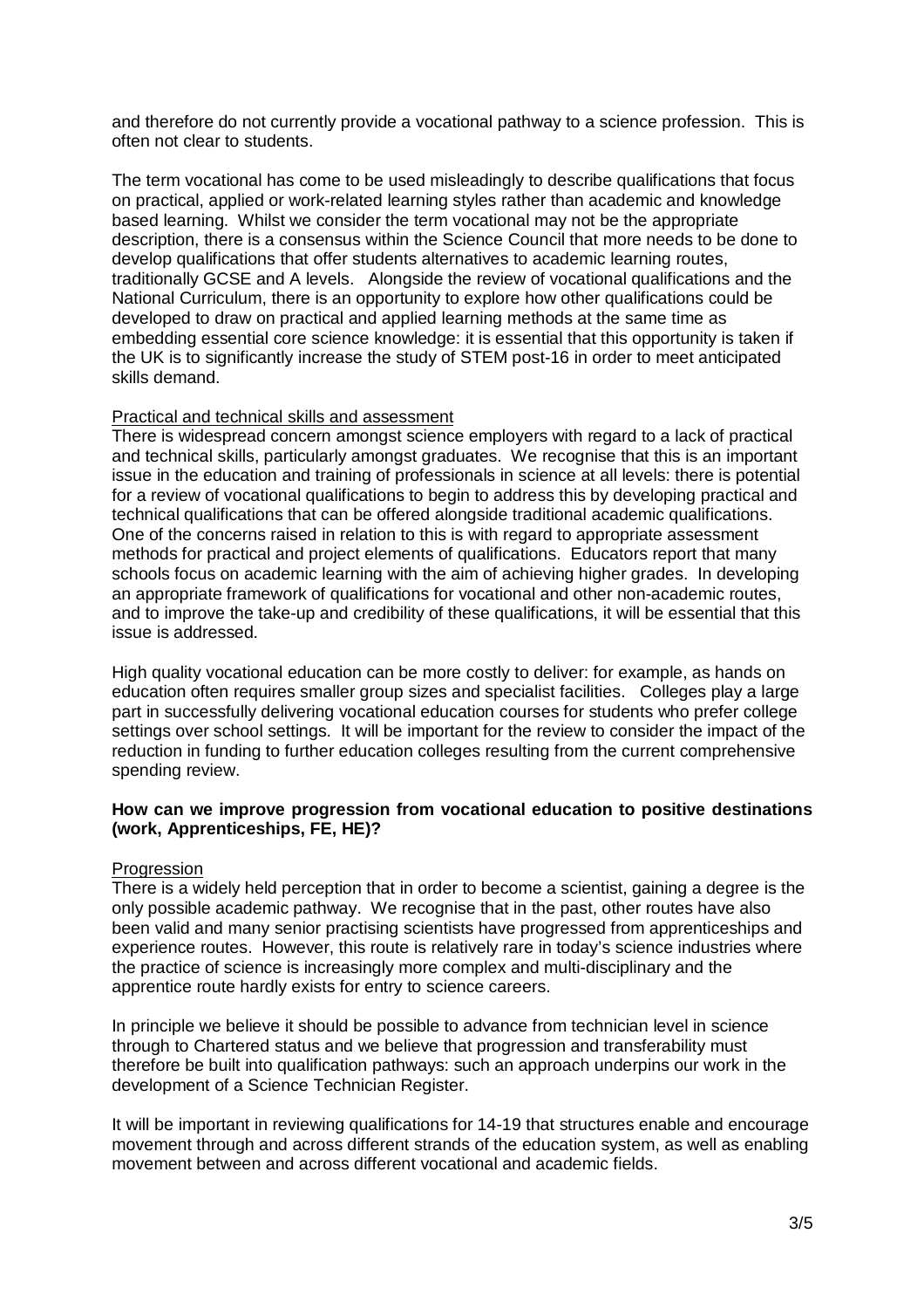and therefore do not currently provide a vocational pathway to a science profession. This is often not clear to students.

The term vocational has come to be used misleadingly to describe qualifications that focus on practical, applied or work-related learning styles rather than academic and knowledge based learning. Whilst we consider the term vocational may not be the appropriate description, there is a consensus within the Science Council that more needs to be done to develop qualifications that offer students alternatives to academic learning routes, traditionally GCSE and A levels. Alongside the review of vocational qualifications and the National Curriculum, there is an opportunity to explore how other qualifications could be developed to draw on practical and applied learning methods at the same time as embedding essential core science knowledge: it is essential that this opportunity is taken if the UK is to significantly increase the study of STEM post-16 in order to meet anticipated skills demand.

<u>Practical and technical skills and assessment</u>

There is widespread concern amongst science employers with regard to a lack of practical and technical skills, particularly amongst graduates. We recognise that this is an important issue in the education and training of professionals in science at all levels: there is potential for a review of vocational qualifications to begin to address this by developing practical and technical qualifications that can be offered alongside traditional academic qualifications. One of the concerns raised in relation to this is with regard to appropriate assessment methods for practical and project elements of qualifications. Educators report that many schools focus on academic learning with the aim of achieving higher grades. In developing an appropriate framework of qualifications for vocational and other non-academic routes, and to improve the take-up and credibility of these qualifications, it will be essential that this issue is addressed.

High quality vocational education can be more costly to deliver: for example, as hands on education often requires smaller group sizes and specialist facilities. Colleges play a large part in successfully delivering vocational education courses for students who prefer college settings over school settings. It will be important for the review to consider the impact of the reduction in funding to further education colleges resulting from the current comprehensive spending review.

**How can we improve progression from vocational education to positive destinations (work, Apprenticeships, FE, HE)?**

<u>Progression</u>

There is a widely held perception that in order to become a scientist, gaining a degree is the only possible academic pathway. We recognise that in the past, other routes have also been valid and many senior practising scientists have progressed from apprenticeships and experience routes. However, this route is relatively rare in today's science industries where the practice of science is increasingly more complex and multi-disciplinary and the apprentice route hardly exists for entry to science careers.

In principle we believe it should be possible to advance from technician level in science through to Chartered status and we believe that progression and transferability must therefore be built into qualification pathways: such an approach underpins our work in the development of a Science Technician Register.

It will be important in reviewing qualifications for 14-19 that structures enable and encourage movement through and across different strands of the education system, as well as enabling movement between and across different vocational and academic fields.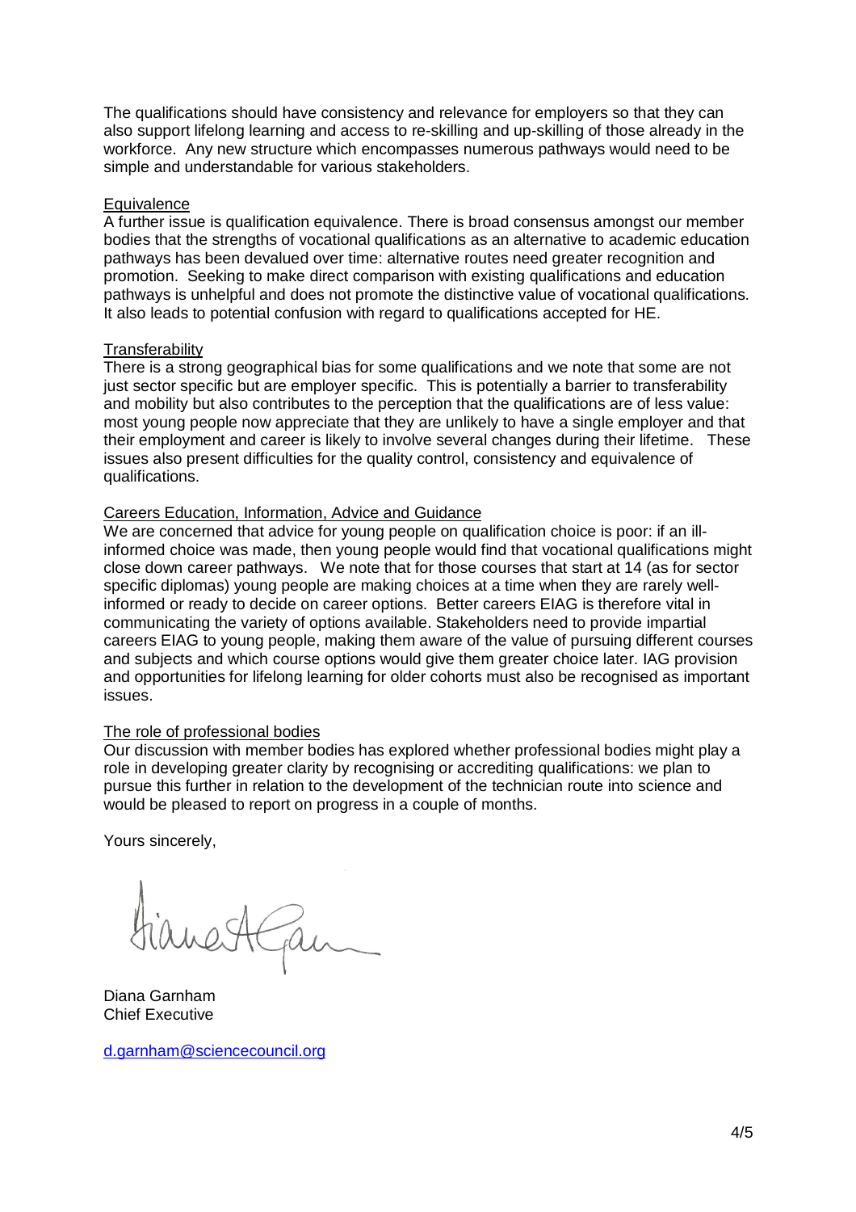The qualifications should have consistency and relevance for employers so that they can also support lifelong learning and access to re-skilling and up-skilling of those already in the workforce. Any new structure which encompasses numerous pathways would need to be simple and understandable for various stakeholders.

<u>Equivalence</u>

A further issue is qualification equivalence. There is broad consensus amongst our member bodies that the strengths of vocational qualifications as an alternative to academic education pathways has been devalued over time: alternative routes need greater recognition and promotion. Seeking to make direct comparison with existing qualifications and education pathways is unhelpful and does not promote the distinctive value of vocational qualifications. It also leads to potential confusion with regard to qualifications accepted for HE.

<u>Transferability</u>

There is a strong geographical bias for some qualifications and we note that some are not just sector specific but are employer specific. This is potentially a barrier to transferability and mobility but also contributes to the perception that the qualifications are of less value: most young people now appreciate that they are unlikely to have a single employer and that their employment and career is likely to involve several changes during their lifetime. These issues also present difficulties for the quality control, consistency and equivalence of qualifications.

<u>Careers Education, Information, Advice and Guidance</u>

We are concerned that advice for young people on qualification choice is poor: if an ill-informed choice was made, then young people would find that vocational qualifications might close down career pathways. We note that for those courses that start at 14 (as for sector specific diplomas) young people are making choices at a time when they are rarely well-informed or ready to decide on career options. Better careers EIAG is therefore vital in communicating the variety of options available. Stakeholders need to provide impartial careers EIAG to young people, making them aware of the value of pursuing different courses and subjects and which course options would give them greater choice later. IAG provision and opportunities for lifelong learning for older cohorts must also be recognised as important issues.

<u>The role of professional bodies</u>

Our discussion with member bodies has explored whether professional bodies might play a role in developing greater clarity by recognising or accrediting qualifications: we plan to pursue this further in relation to the development of the technician route into science and would be pleased to report on progress in a couple of months.

Yours sincerely,

Diana Garnham
Chief Executive

d.garnham@sciencecouncil.org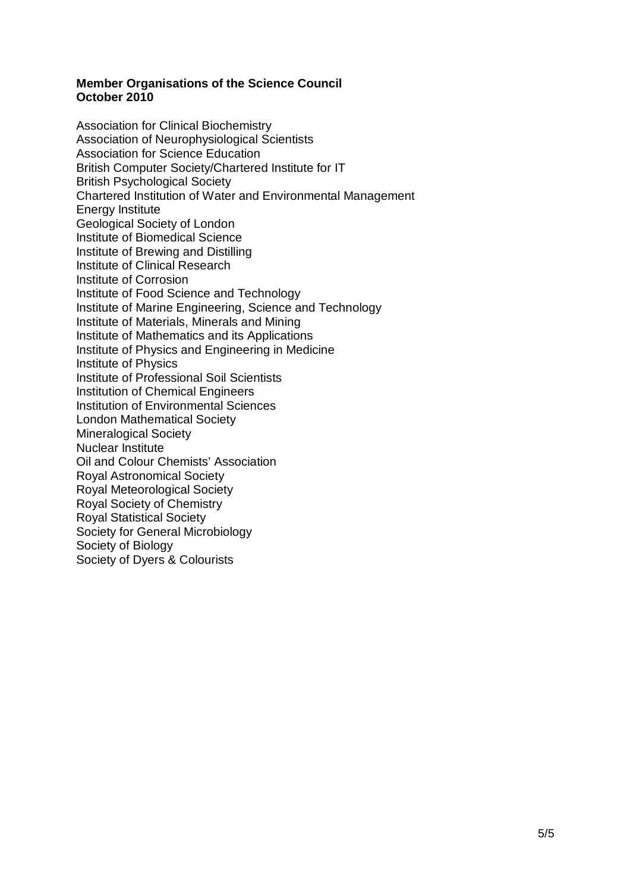**Member Organisations of the Science Council**
**October 2010**

Association for Clinical Biochemistry
Association of Neurophysiological Scientists
Association for Science Education
British Computer Society/Chartered Institute for IT
British Psychological Society
Chartered Institution of Water and Environmental Management
Energy Institute
Geological Society of London
Institute of Biomedical Science
Institute of Brewing and Distilling
Institute of Clinical Research
Institute of Corrosion
Institute of Food Science and Technology
Institute of Marine Engineering, Science and Technology
Institute of Materials, Minerals and Mining
Institute of Mathematics and its Applications
Institute of Physics and Engineering in Medicine
Institute of Physics
Institute of Professional Soil Scientists
Institution of Chemical Engineers
Institution of Environmental Sciences
London Mathematical Society
Mineralogical Society
Nuclear Institute
Oil and Colour Chemists' Association
Royal Astronomical Society
Royal Meteorological Society
Royal Society of Chemistry
Royal Statistical Society
Society for General Microbiology
Society of Biology
Society of Dyers & Colourists